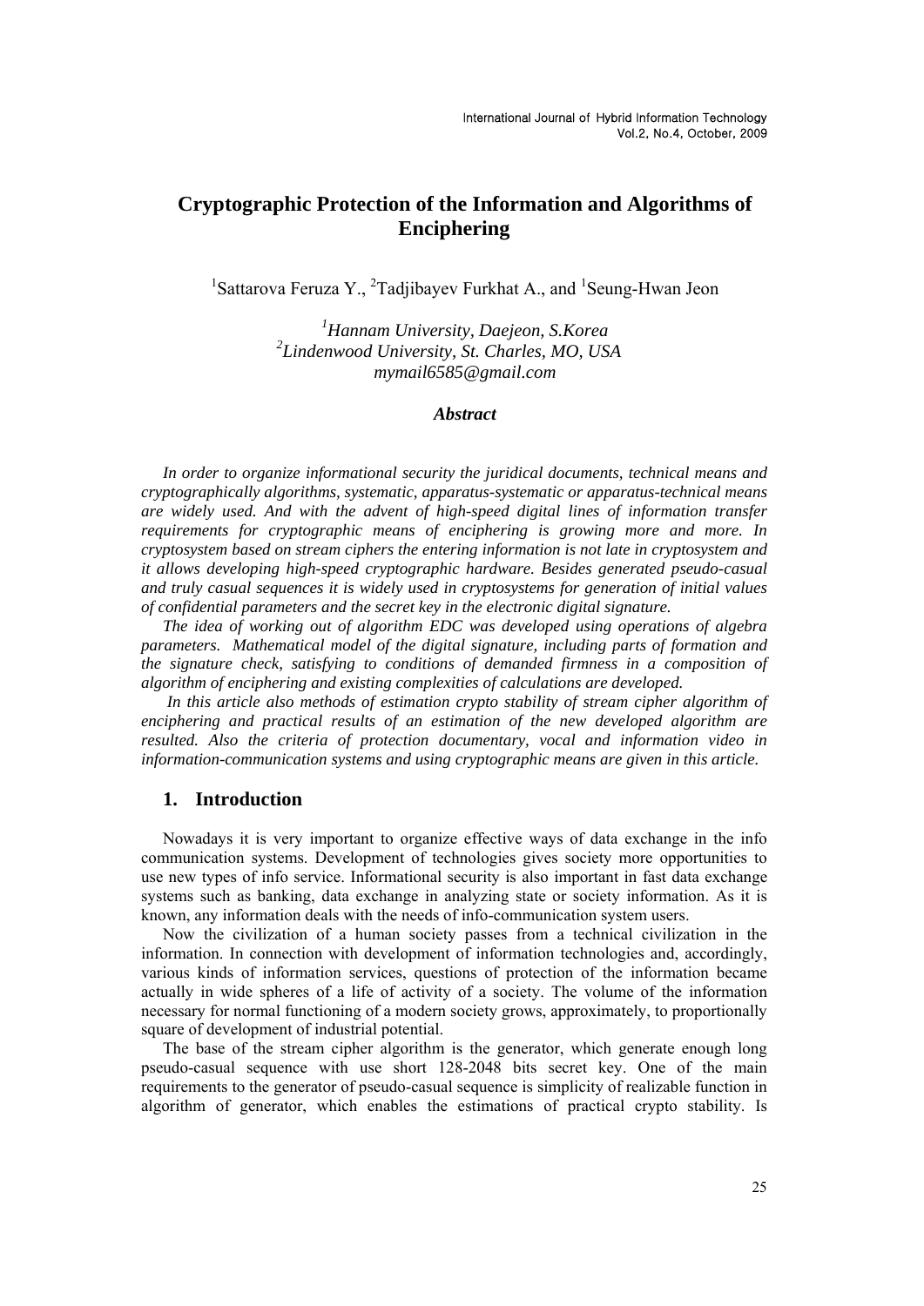# Cryptographic Protection of the Information and Algorithms of Enciphering

[1]Sattarova Feruza Y., [2]Tadjibayev Furkhat A., and [1]Seung-Hwan Jeon

*[1]Hannam University, Daejeon, S.Korea*
*[2]Lindenwood University, St. Charles, MO, USA*
*mymail6585@gmail.com*

### *Abstract*

*In order to organize informational security the juridical documents, technical means and cryptographically algorithms, systematic, apparatus-systematic or apparatus-technical means are widely used. And with the advent of high-speed digital lines of information transfer requirements for cryptographic means of enciphering is growing more and more. In cryptosystem based on stream ciphers the entering information is not late in cryptosystem and it allows developing high-speed cryptographic hardware. Besides generated pseudo-casual and truly casual sequences it is widely used in cryptosystems for generation of initial values of confidential parameters and the secret key in the electronic digital signature.*

*The idea of working out of algorithm EDC was developed using operations of algebra parameters. Mathematical model of the digital signature, including parts of formation and the signature check, satisfying to conditions of demanded firmness in a composition of algorithm of enciphering and existing complexities of calculations are developed.*

*In this article also methods of estimation crypto stability of stream cipher algorithm of enciphering and practical results of an estimation of the new developed algorithm are resulted. Also the criteria of protection documentary, vocal and information video in information-communication systems and using cryptographic means are given in this article.*

## 1. Introduction

Nowadays it is very important to organize effective ways of data exchange in the info communication systems. Development of technologies gives society more opportunities to use new types of info service. Informational security is also important in fast data exchange systems such as banking, data exchange in analyzing state or society information. As it is known, any information deals with the needs of info-communication system users.

Now the civilization of a human society passes from a technical civilization in the information. In connection with development of information technologies and, accordingly, various kinds of information services, questions of protection of the information became actually in wide spheres of a life of activity of a society. The volume of the information necessary for normal functioning of a modern society grows, approximately, to proportionally square of development of industrial potential.

The base of the stream cipher algorithm is the generator, which generate enough long pseudo-casual sequence with use short 128-2048 bits secret key. One of the main requirements to the generator of pseudo-casual sequence is simplicity of realizable function in algorithm of generator, which enables the estimations of practical crypto stability. Is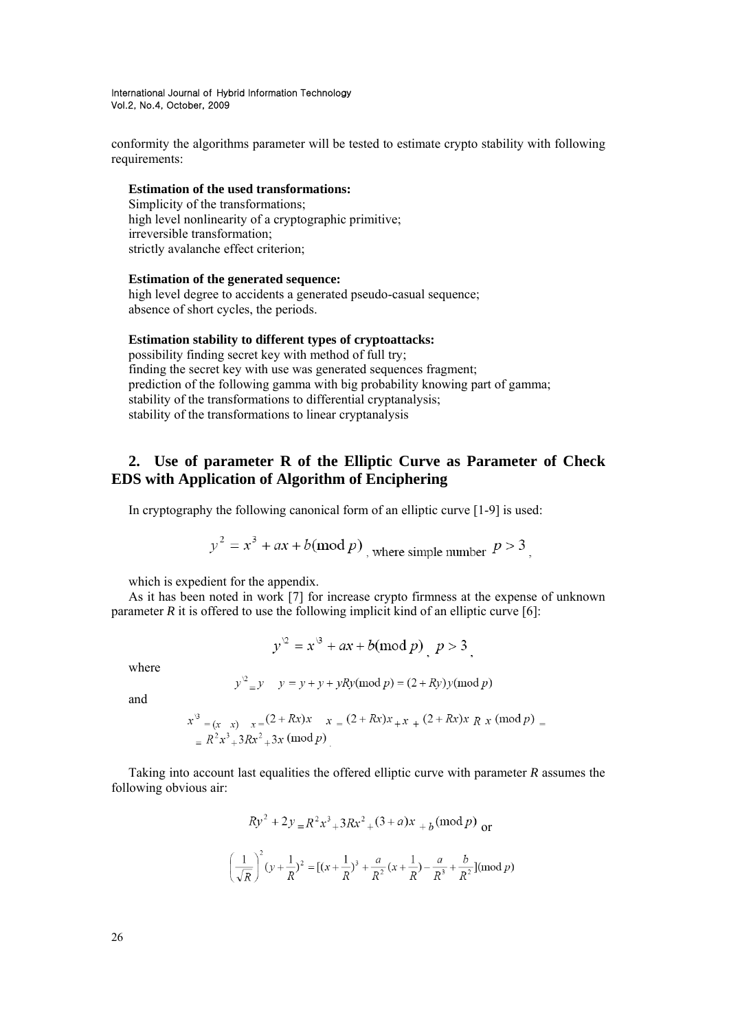conformity the algorithms parameter will be tested to estimate crypto stability with following requirements:

**Estimation of the used transformations:**
Simplicity of the transformations;
high level nonlinearity of a cryptographic primitive;
irreversible transformation;
strictly avalanche effect criterion;

**Estimation of the generated sequence:**
high level degree to accidents a generated pseudo-casual sequence;
absence of short cycles, the periods.

**Estimation stability to different types of cryptoattacks:**
possibility finding secret key with method of full try;
finding the secret key with use was generated sequences fragment;
prediction of the following gamma with big probability knowing part of gamma;
stability of the transformations to differential cryptanalysis;
stability of the transformations to linear cryptanalysis

## 2. Use of parameter R of the Elliptic Curve as Parameter of Check EDS with Application of Algorithm of Enciphering

In cryptography the following canonical form of an elliptic curve [1-9] is used:

$$y^2 = x^3 + ax + b(\bmod p) \text{, where simple number } p > 3 \text{,}$$

which is expedient for the appendix.

As it has been noted in work [7] for increase crypto firmness at the expense of unknown parameter *R* it is offered to use the following implicit kind of an elliptic curve [6]:

$$y^{\backslash 2} = x^{\backslash 3} + ax + b(\bmod p) \text{, } p > 3 \text{,}$$

where

$$y^{\backslash 2} = y \quad y = y + y + yRy(\bmod p) = (2 + Ry)y(\bmod p)$$

and

$$x^{\backslash 3} = (x \quad x) \quad x = (2 + Rx)x \quad x = (2 + Rx)x + x + (2 + Rx)x \; R \; x \; (\bmod p) =$$
$$= R^2 x^3 + 3Rx^2 + 3x \; (\bmod p) .$$

Taking into account last equalities the offered elliptic curve with parameter *R* assumes the following obvious air:

$$Ry^2 + 2y = R^2 x^3 + 3Rx^2 + (3 + a)x + b \; (\bmod p) \text{ or}$$

$$\left(\frac{1}{\sqrt{R}}\right)^2 (y + \frac{1}{R})^2 = [(x + \frac{1}{R})^3 + \frac{a}{R^2}(x + \frac{1}{R}) - \frac{a}{R^3} + \frac{b}{R^2}](\bmod p)$$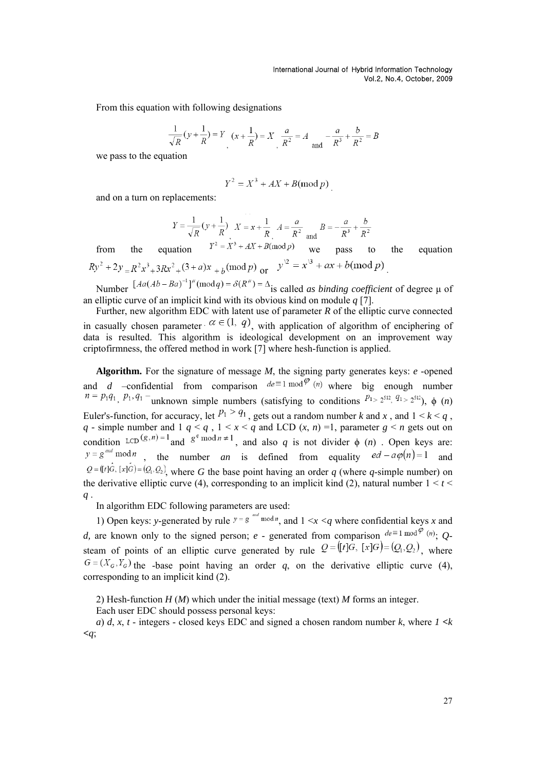From this equation with following designations

$$\frac{1}{\sqrt{R}}(y+\frac{1}{R})=Y \;,\; (x+\frac{1}{R})=X \;,\; \frac{a}{R^2}=A \text{ and } -\frac{a}{R^3}+\frac{b}{R^2}=B$$

we pass to the equation

$$Y^2 = X^3 + AX + B(\bmod p)$$

and on a turn on replacements:

$$Y=\frac{1}{\sqrt{R}}(y+\frac{1}{R}) \;,\; X=x+\frac{1}{R} \;,\; A=\frac{a}{R^2} \text{ and } B=-\frac{a}{R^3}+\frac{b}{R^2}$$

from the equation $Y^2 = X^3 + AX + B(\bmod p)$ we pass to the equation $Ry^2 + 2y = R^2x^3 + 3Rx^2 + (3+a)x + b(\bmod p)$ or $y^2 = x^3 + ax + b(\bmod p)$.

Number $[Aa(Ab-Ba)^{-1}]^{\mu}(\bmod q) = \delta(R^{\mu}) = \Delta$ is called *as binding coefficient* of degree μ of an elliptic curve of an implicit kind with its obvious kind on module *q* [7].

Further, new algorithm EDC with latent use of parameter *R* of the elliptic curve connected in casually chosen parameter $\alpha \in (1,\; q)$, with application of algorithm of enciphering of data is resulted. This algorithm is ideological development on an improvement way criptofirmness, the offered method in work [7] where hesh-function is applied.

**Algorithm.** For the signature of message *M*, the signing party generates keys: *e* -opened and *d* –confidential from comparison $de \equiv 1 \bmod \varphi(n)$ where big enough number $n = p_1 q_1$, $p_1, q_1$ – unknown simple numbers (satisfying to conditions $p_1 > 2^{512}, q_1 > 2^{512}$), ϕ (*n*) Euler's-function, for accuracy, let $p_1 > q_1$, gets out a random number *k* and *x* , and $1 < k < q$ , *q* - simple number and 1 $q < q$ , $1 < x < q$ and LCD (*x*, *n*) =1, parameter $g < n$ gets out on condition $\text{LCD}(g,n)=1$ and $g^q \bmod n \neq 1$, and also *q* is not divider ϕ (*n*) . Open keys are: $y = g^{axd} \bmod n$ , the number *an* is defined from equality $ed - a\varphi(n) = 1$ and $Q = ([t]\dot{G},\; [x]\dot{G}) = (Q_1, Q_2)$, where *G* the base point having an order *q* (where *q*-simple number) on the derivative elliptic curve (4), corresponding to an implicit kind (2), natural number $1 < t < q$ .

In algorithm EDC following parameters are used:

1) Open keys: *y*-generated by rule $y = g^{axd} \bmod n$, and $1 < x < q$ where confidential keys *x* and *d,* are known only to the signed person; *e* - generated from comparison $de \equiv 1 \bmod \varphi(n)$; *Q*-steam of points of an elliptic curve generated by rule $Q = ([t]G,\; [x]G) = (Q_1, Q_2)$, where $G = (X_G, Y_G)$ the -base point having an order *q*, on the derivative elliptic curve (4), corresponding to an implicit kind (2).

2) Hesh-function *H* (*M*) which under the initial message (text) *M* forms an integer.

Each user EDC should possess personal keys:

*a*) *d*, *x*, *t* - integers - closed keys EDC and signed a chosen random number *k*, where *1 <k <q*;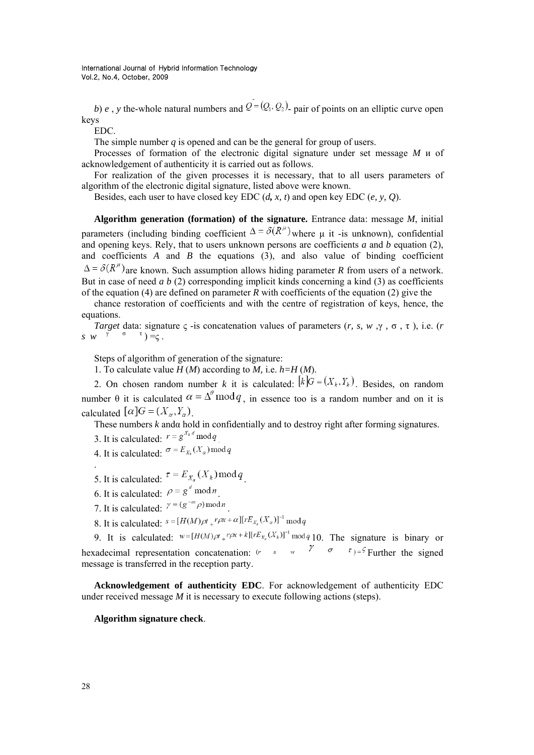*b*) *e* , *y* the-whole natural numbers and $\bar{Q} = (Q_1, Q_2)$- pair of points on an elliptic curve open keys

EDC.

The simple number *q* is opened and can be the general for group of users.

Processes of formation of the electronic digital signature under set message *M* и of acknowledgement of authenticity it is carried out as follows.

For realization of the given processes it is necessary, that to all users parameters of algorithm of the electronic digital signature, listed above were known.

Besides, each user to have closed key EDC (***d****, x, t*) and open key EDC (*e, y, Q*).

**Algorithm generation (formation) of the signature.** Entrance data: message *M*, initial parameters (including binding coefficient $\Delta = \delta(R^{\mu})$ where μ it -is unknown), confidential and opening keys. Rely, that to users unknown persons are coefficients *a* and *b* equation (2), and coefficients *A* and *B* the equations (3), and also value of binding coefficient $\Delta = \delta(R^{\mu})$ are known. Such assumption allows hiding parameter *R* from users of a network. But in case of need *a b* (2) corresponding implicit kinds concerning a kind (3) as coefficients of the equation (4) are defined on parameter *R* with coefficients of the equation (2) give the

chance restoration of coefficients and with the centre of registration of keys, hence, the equations.

*Target* data: signature ς -is concatenation values of parameters (*r, s, w* ,γ , σ , τ ), i.e. (*r s w* γ σ τ ) =ς .

Steps of algorithm of generation of the signature:

1. To calculate value *H* (*M*) according to *M,* i.e. *h=H* (*M*).

2. On chosen random number *k* it is calculated: $[k]G = (X_k, Y_k)$. Besides, on random number θ it is calculated $\alpha = \Delta^{\theta} \bmod q$, in essence too is a random number and on it is calculated $[\alpha]G = (X_\alpha, Y_\alpha)$.

These numbers *k* andα hold in confidentially and to destroy right after forming signatures.

3. It is calculated: $r = g^{X_k d} \bmod q$.

4. It is calculated: $\sigma = E_{X_k}(X_\alpha) \bmod q$

.

5. It is calculated: $\tau = E_{X_\alpha}(X_k) \bmod q$.

6. It is calculated: $\rho = g^{d} \bmod n$.

7. It is calculated: $\gamma = (g^{-\alpha x}\rho) \bmod n$.

8. It is calculated: $s = [H(M)\rho t + r\rho x + \alpha][rE_{X_k}(X_\alpha)]^{-1} \bmod q$

9. It is calculated: $w = [H(M)\rho t + r\rho x + k][rE_{X_\alpha}(X_k)]^{-1} \bmod q$ 10. The signature is binary or hexadecimal representation concatenation: $(r \quad s \quad w \quad \gamma \quad \sigma \quad \tau) = \varsigma$ Further the signed message is transferred in the reception party.

**Acknowledgement of authenticity EDC**. For acknowledgement of authenticity EDC under received message *M* it is necessary to execute following actions (steps).

**Algorithm signature check**.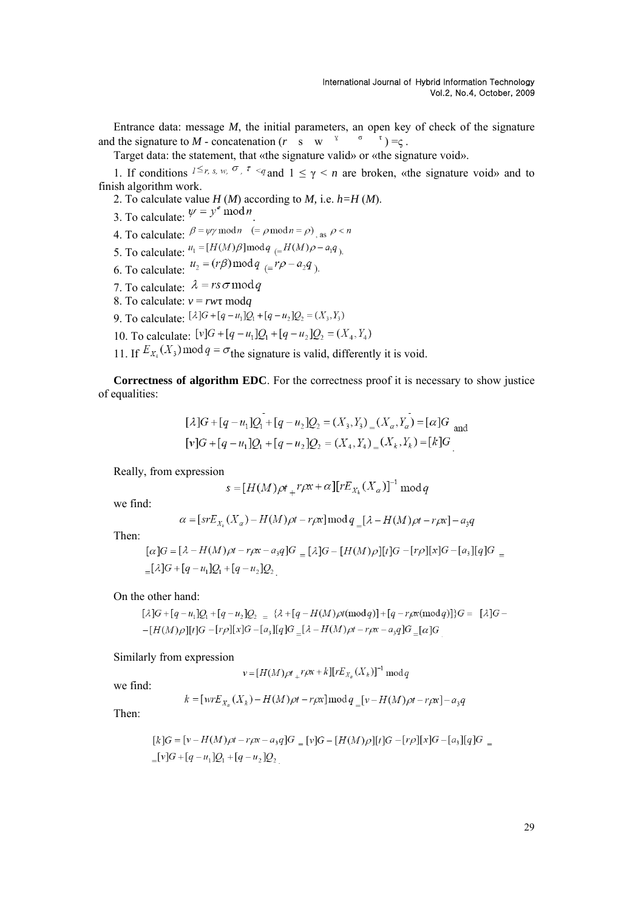Entrance data: message $M$, the initial parameters, an open key of check of the signature and the signature to $M$ - concatenation ($r$ $s$ $w$ $\gamma$ $\sigma$ $\tau$) $=\varsigma$ .

Target data: the statement, that «the signature valid» or «the signature void».

1. If conditions $1 \le r, s, w, \sigma, \tau < q$ and $1 \le \gamma < n$ are broken, «the signature void» and to finish algorithm work.
2. To calculate value $H(M)$ according to $M$, i.e. $h=H(M)$.
3. To calculate: $\psi = y^e \bmod n$.
4. To calculate: $\beta = \psi\gamma \bmod n \quad (= \rho \bmod n = \rho)$, as $\rho < n$
5. To calculate: $u_1 = [H(M)\beta] \bmod q$ $(= H(M)\rho - a_1 q)$.
6. To calculate: $u_2 = (r\beta) \bmod q$ $(= r\rho - a_2 q)$.
7. To calculate: $\lambda = rs\sigma \bmod q$
8. To calculate: $v = rw\tau \bmod q$
9. To calculate: $[\lambda]G + [q-u_1]Q_1 + [q-u_2]Q_2 = (X_3, Y_3)$
10. To calculate: $[v]G + [q-u_1]Q_1 + [q-u_2]Q_2 = (X_4, Y_4)$
11. If $E_{X_4}(X_3) \bmod q = \sigma$ the signature is valid, differently it is void.

**Correctness of algorithm EDC**. For the correctness proof it is necessary to show justice of equalities:

$$[\lambda]G + [q-u_1]\bar{Q}_1 + [q-u_2]Q_2 = (X_3, Y_3) = (X_\alpha, \bar{Y}_\alpha) = [\alpha]G \text{ and}$$
$$[v]G + [q-u_1]Q_1 + [q-u_2]Q_2 = (X_4, Y_4) = (X_k, Y_k) = [k]G.$$

Really, from expression

$$s = [H(M)\rho t + r\rho x + \alpha][rE_{X_k}(X_\alpha)]^{-1} \bmod q$$

we find:

$$\alpha = [srE_{X_k}(X_\alpha) - H(M)\rho t - r\rho x] \bmod q = [\lambda - H(M)\rho t - r\rho x] - a_3 q$$

Then:

$$[\alpha]G = [\lambda - H(M)\rho t - r\rho x - a_3 q]G = [\lambda]G - [H(M)\rho][t]G - [r\rho][x]G - [a_3][q]G =$$
$$= [\lambda]G + [q-u_1]Q_1 + [q-u_2]Q_2.$$

On the other hand:

$$[\lambda]G + [q-u_1]Q_1 + [q-u_2]Q_2 = \{\lambda + [q - H(M)\rho t(\bmod q)] + [q - r\rho x(\bmod q)]\}G = [\lambda]G -$$
$$-[H(M)\rho][t]G - [r\rho][x]G - [a_3][q]G = [\lambda - H(M)\rho t - r\rho x - a_3 q]G = [\alpha]G.$$

Similarly from expression

$$v = [H(M)\rho t + r\rho x + k][rE_{X_\alpha}(X_k)]^{-1} \bmod q$$

we find:

$$k = [wrE_{X_\alpha}(X_k) - H(M)\rho t - r\rho x] \bmod q = [v - H(M)\rho t - r\rho x] - a_3 q$$

Then:

$$[k]G = [v - H(M)\rho t - r\rho x - a_3 q]G = [v]G - [H(M)\rho][t]G - [r\rho][x]G - [a_3][q]G =$$
$$= [v]G + [q-u_1]Q_1 + [q-u_2]Q_2.$$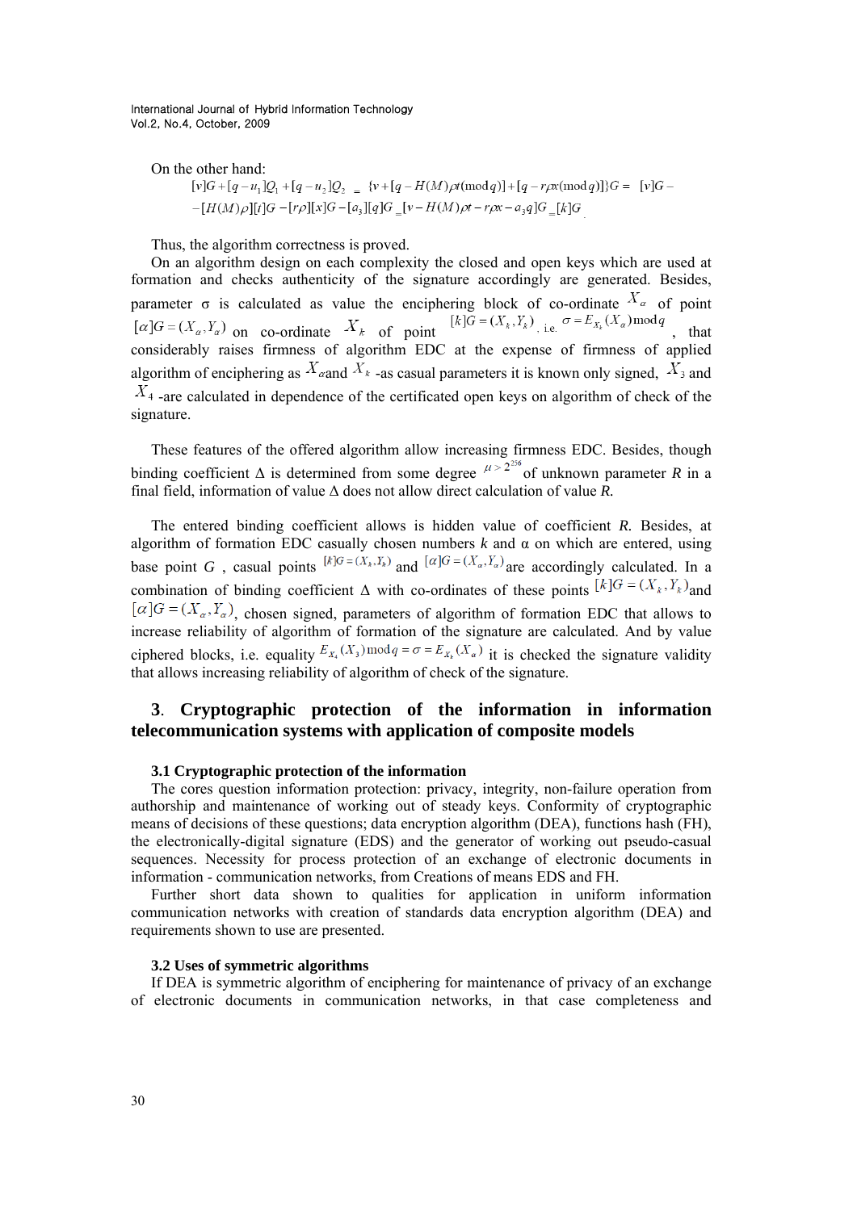On the other hand:

$$[v]G + [q - u_1]Q_1 + [q - u_2]Q_2 = \{v + [q - H(M)\rho t(\mathrm{mod}\, q)] + [q - r\rho x(\mathrm{mod}\, q)]\}G = [v]G -$$
$$-[H(M)\rho][t]G - [r\rho][x]G - [a_3][q]G = [v - H(M)\rho t - r\rho x - a_3 q]G = [k]G$$

Thus, the algorithm correctness is proved.

On an algorithm design on each complexity the closed and open keys which are used at formation and checks authenticity of the signature accordingly are generated. Besides, parameter σ is calculated as value the enciphering block of co-ordinate $X_\alpha$ of point $[\alpha]G = (X_\alpha, Y_\alpha)$ on co-ordinate $X_k$ of point $[k]G = (X_k, Y_k)$, i.e. $\sigma = E_{X_k}(X_\alpha) \mathrm{mod}\, q$, that considerably raises firmness of algorithm EDC at the expense of firmness of applied algorithm of enciphering as $X_\alpha$and $X_k$ -as casual parameters it is known only signed, $X_3$ and $X_4$ -are calculated in dependence of the certificated open keys on algorithm of check of the signature.

These features of the offered algorithm allow increasing firmness EDC. Besides, though binding coefficient Δ is determined from some degree $\mu > 2^{256}$ of unknown parameter *R* in a final field, information of value Δ does not allow direct calculation of value *R.*

The entered binding coefficient allows is hidden value of coefficient *R.* Besides, at algorithm of formation EDC casually chosen numbers *k* and α on which are entered, using base point *G* , casual points $[k]G = (X_k, Y_k)$ and $[\alpha]G = (X_\alpha, Y_\alpha)$are accordingly calculated. In a combination of binding coefficient Δ with co-ordinates of these points $[k]G = (X_k, Y_k)$and $[\alpha]G = (X_\alpha, Y_\alpha)$, chosen signed, parameters of algorithm of formation EDC that allows to increase reliability of algorithm of formation of the signature are calculated. And by value ciphered blocks, i.e. equality $E_{X_4}(X_3) \mathrm{mod}\, q = \sigma = E_{X_k}(X_\alpha)$ it is checked the signature validity that allows increasing reliability of algorithm of check of the signature.

## 3. Cryptographic protection of the information in information telecommunication systems with application of composite models

### 3.1 Cryptographic protection of the information

The cores question information protection: privacy, integrity, non-failure operation from authorship and maintenance of working out of steady keys. Conformity of cryptographic means of decisions of these questions; data encryption algorithm (DEA), functions hash (FH), the electronically-digital signature (EDS) and the generator of working out pseudo-casual sequences. Necessity for process protection of an exchange of electronic documents in information - communication networks, from Creations of means EDS and FH.

Further short data shown to qualities for application in uniform information communication networks with creation of standards data encryption algorithm (DEA) and requirements shown to use are presented.

### 3.2 Uses of symmetric algorithms

If DEA is symmetric algorithm of enciphering for maintenance of privacy of an exchange of electronic documents in communication networks, in that case completeness and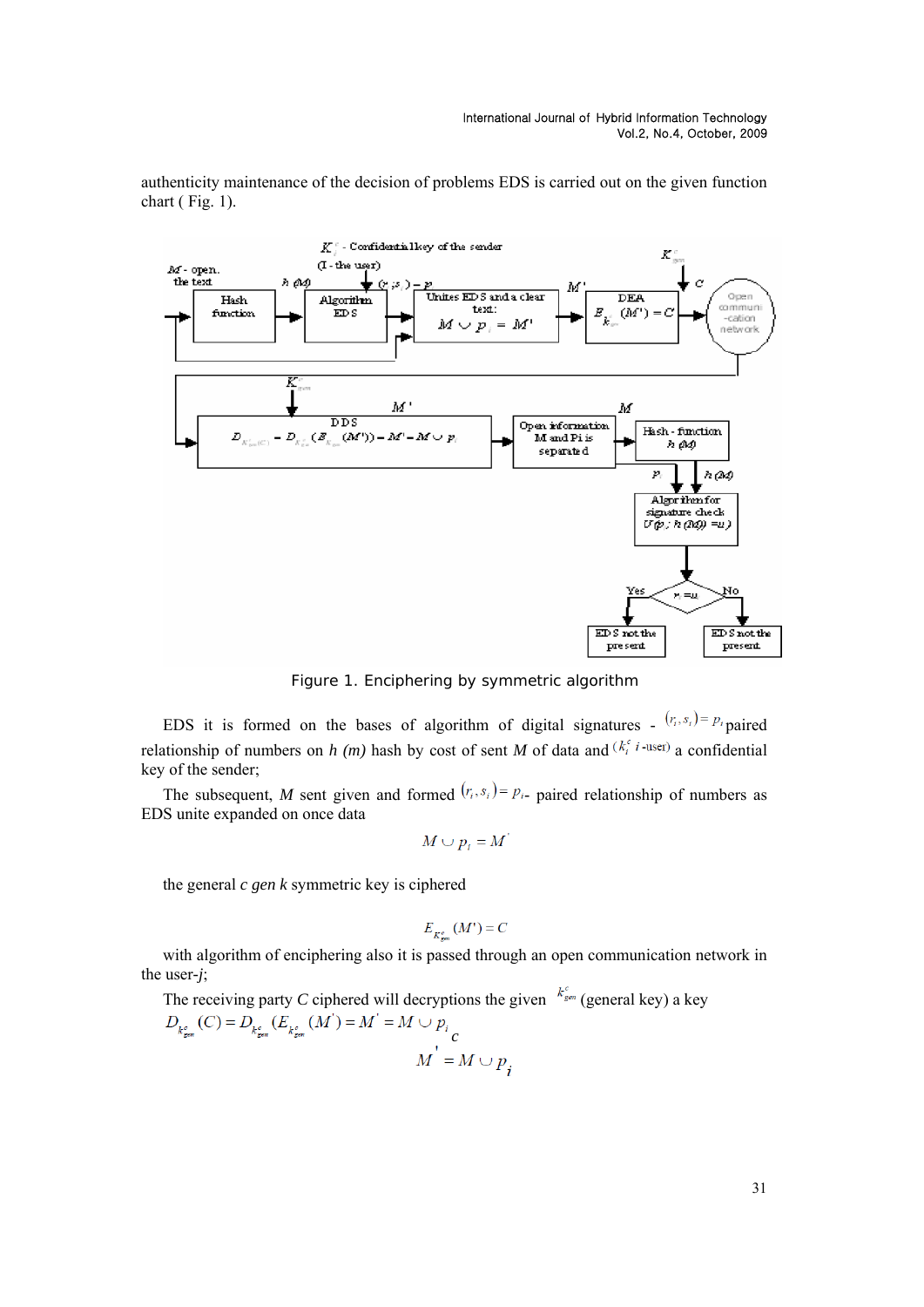authenticity maintenance of the decision of problems EDS is carried out on the given function chart ( Fig. 1).

Figure 1. Enciphering by symmetric algorithm

EDS it is formed on the bases of algorithm of digital signatures - $(r_i, s_i) = p_i$ paired relationship of numbers on *h (m)* hash by cost of sent *M* of data and ($k_i^c$ *i* -user) a confidential key of the sender;

The subsequent, *M* sent given and formed $(r_i, s_i) = p_i$- paired relationship of numbers as EDS unite expanded on once data

$$M \cup p_i = M'$$

the general *c gen k* symmetric key is ciphered

$$E_{K_{gen}^c}(M') = C$$

with algorithm of enciphering also it is passed through an open communication network in the user-*j*;

The receiving party *C* ciphered will decryptions the given $k_{gen}^c$ (general key) a key

$$D_{k_{gen}^c}(C) = D_{k_{gen}^c}(E_{k_{gen}^c}(M')) = M' = M \cup p_i$$

*c*

$$M' = M \cup p_i$$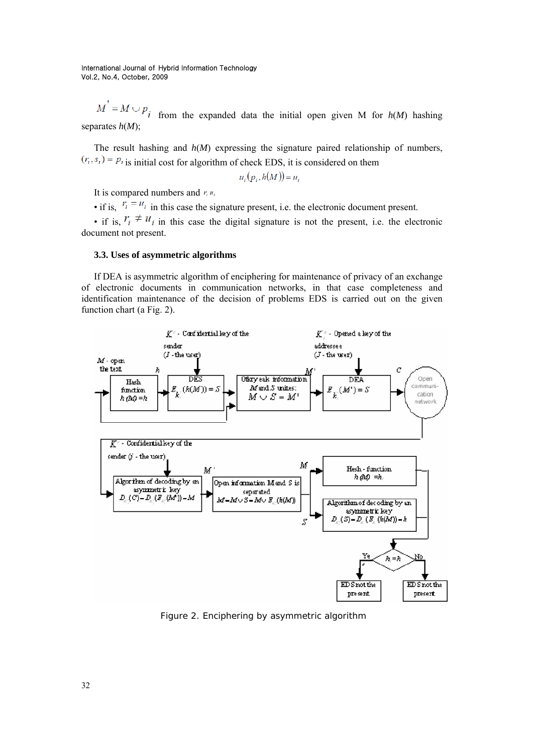$M^{'} = M \cup p_i$ from the expanded data the initial open given M for $h(M)$ hashing separates $h(M)$;

The result hashing and $h(M)$ expressing the signature paired relationship of numbers, $(r_i, s_i) = p_i$ is initial cost for algorithm of check EDS, it is considered on them

$$u_i(p_i, h(M)) = u_i$$

It is compared numbers and $r_i$ $u_i$

- if is, $r_i = u_i$ in this case the signature present, i.e. the electronic document present.
- if is, $r_i \neq u_i$ in this case the digital signature is not the present, i.e. the electronic document not present.

### 3.3. Uses of asymmetric algorithms

If DEA is asymmetric algorithm of enciphering for maintenance of privacy of an exchange of electronic documents in communication networks, in that case completeness and identification maintenance of the decision of problems EDS is carried out on the given function chart (a Fig. 2).

Figure 2. Enciphering by asymmetric algorithm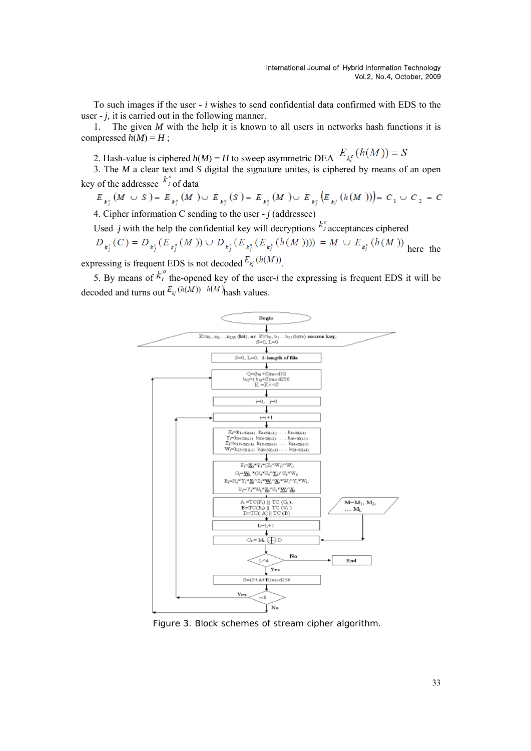To such images if the user - *i* wishes to send confidential data confirmed with EDS to the user - *j*, it is carried out in the following manner.

1. The given *M* with the help it is known to all users in networks hash functions it is compressed $h(M) = H$ ;

2. Hash-value is ciphered $h(M) = H$ to sweep asymmetric DEA $E_{k_i^c}(h(M)) = S$

3. The *M* a clear text and *S* digital the signature unites, is ciphered by means of an open key of the addressee $k_j^o$ of data

$$E_{k_j^o}(M \cup S) = E_{k_j^o}(M) \cup E_{k_j^o}(S) = E_{k_j^o}(M) \cup E_{k_j^o}\left(E_{k_i^c}(h(M))\right) = C_1 \cup C_2 = C$$

4. Cipher information C sending to the user - *j* (addressee)

Used–*j* with the help the confidential key will decryptions $k_j^c$ acceptances ciphered $D_{k_j^c}(C) = D_{k_j^c}(E_{k_j^o}(M)) \cup D_{k_j^c}(E_{k_j^o}(E_{k_i^c}(h(M)))) = M \cup E_{k_i^c}(h(M))$ here the expressing is frequent EDS is not decoded $E_{k_i^c}(h(M))$.

5. By means of $k_i^o$ the-opened key of the user-*i* the expressing is frequent EDS it will be decoded and turns out $E_{k_i^c}(h(M))$ $h(M)$ hash values.

Figure 3. Block schemes of stream cipher algorithm.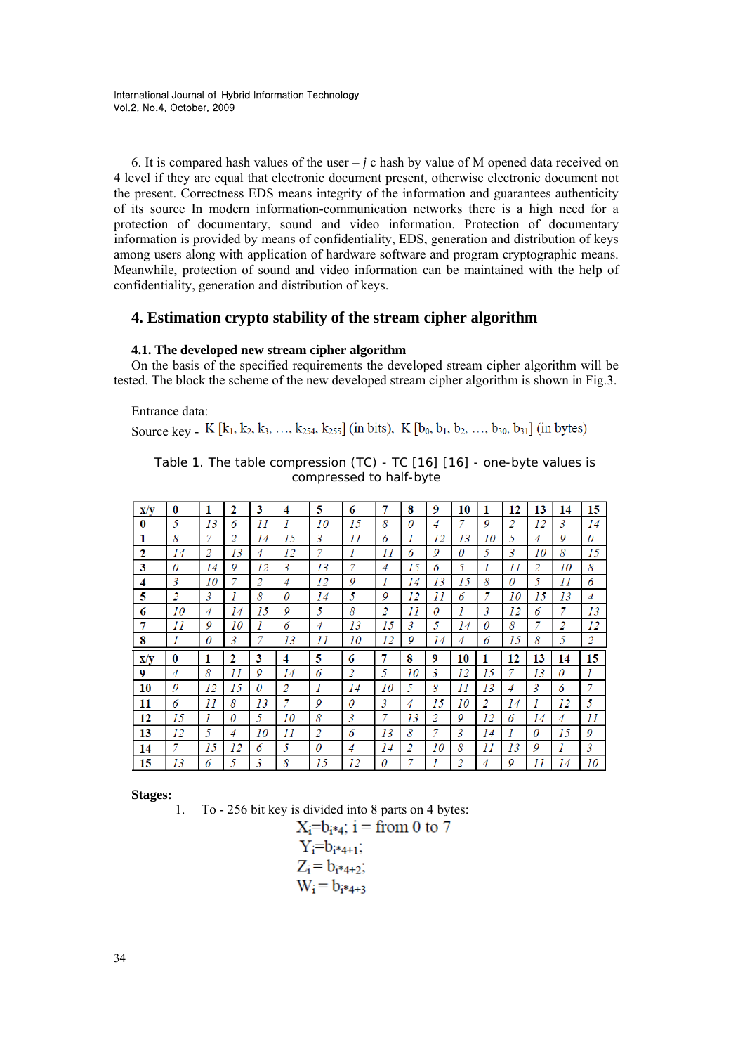6. It is compared hash values of the user – *j* c hash by value of M opened data received on 4 level if they are equal that electronic document present, otherwise electronic document not the present. Correctness EDS means integrity of the information and guarantees authenticity of its source In modern information-communication networks there is a high need for a protection of documentary, sound and video information. Protection of documentary information is provided by means of confidentiality, EDS, generation and distribution of keys among users along with application of hardware software and program cryptographic means. Meanwhile, protection of sound and video information can be maintained with the help of confidentiality, generation and distribution of keys.

## 4. Estimation crypto stability of the stream cipher algorithm

### 4.1. The developed new stream cipher algorithm

On the basis of the specified requirements the developed stream cipher algorithm will be tested. The block the scheme of the new developed stream cipher algorithm is shown in Fig.3.

Entrance data:

Source key - $K [k_1, k_2, k_3, \ldots, k_{254}, k_{255}]$ (in bits), $K [b_0, b_1, b_2, \ldots, b_{30}, b_{31}]$ (in bytes)

Table 1. The table compression (TC) - TC [16] [16] - one-byte values is compressed to half-byte

| x/y | 0 | 1 | 2 | 3 | 4 | 5 | 6 | 7 | 8 | 9 | 10 | 1 | 12 | 13 | 14 | 15 |
|---|---|---|---|---|---|---|---|---|---|---|---|---|---|---|---|---|
| 0 | 5 | 13 | 6 | 11 | 1 | 10 | 15 | 8 | 0 | 4 | 7 | 9 | 2 | 12 | 3 | 14 |
| 1 | 8 | 7 | 2 | 14 | 15 | 3 | 11 | 6 | 1 | 12 | 13 | 10 | 5 | 4 | 9 | 0 |
| 2 | 14 | 2 | 13 | 4 | 12 | 7 | 1 | 11 | 6 | 9 | 0 | 5 | 3 | 10 | 8 | 15 |
| 3 | 0 | 14 | 9 | 12 | 3 | 13 | 7 | 4 | 15 | 6 | 5 | 1 | 11 | 2 | 10 | 8 |
| 4 | 3 | 10 | 7 | 2 | 4 | 12 | 9 | 1 | 14 | 13 | 15 | 8 | 0 | 5 | 11 | 6 |
| 5 | 2 | 3 | 1 | 8 | 0 | 14 | 5 | 9 | 12 | 11 | 6 | 7 | 10 | 15 | 13 | 4 |
| 6 | 10 | 4 | 14 | 15 | 9 | 5 | 8 | 2 | 11 | 0 | 1 | 3 | 12 | 6 | 7 | 13 |
| 7 | 11 | 9 | 10 | 1 | 6 | 4 | 13 | 15 | 3 | 5 | 14 | 0 | 8 | 7 | 2 | 12 |
| 8 | 1 | 0 | 3 | 7 | 13 | 11 | 10 | 12 | 9 | 14 | 4 | 6 | 15 | 8 | 5 | 2 |
| x/y | 0 | 1 | 2 | 3 | 4 | 5 | 6 | 7 | 8 | 9 | 10 | 1 | 12 | 13 | 14 | 15 |
| 9 | 4 | 8 | 11 | 9 | 14 | 6 | 2 | 5 | 10 | 3 | 12 | 15 | 7 | 13 | 0 | 1 |
| 10 | 9 | 12 | 15 | 0 | 2 | 1 | 14 | 10 | 5 | 8 | 11 | 13 | 4 | 3 | 6 | 7 |
| 11 | 6 | 11 | 8 | 13 | 7 | 9 | 0 | 3 | 4 | 15 | 10 | 2 | 14 | 1 | 12 | 5 |
| 12 | 15 | 1 | 0 | 5 | 10 | 8 | 3 | 7 | 13 | 2 | 9 | 12 | 6 | 14 | 4 | 11 |
| 13 | 12 | 5 | 4 | 10 | 11 | 2 | 6 | 13 | 8 | 7 | 3 | 14 | 1 | 0 | 15 | 9 |
| 14 | 7 | 15 | 12 | 6 | 5 | 0 | 4 | 14 | 2 | 10 | 8 | 11 | 13 | 9 | 1 | 3 |
| 15 | 13 | 6 | 5 | 3 | 8 | 15 | 12 | 0 | 7 | 1 | 2 | 4 | 9 | 11 | 14 | 10 |

**Stages:**

1. To - 256 bit key is divided into 8 parts on 4 bytes:

$$X_i = b_{i*4};\ i = \text{from 0 to 7}$$
$$Y_i = b_{i*4+1};$$
$$Z_i = b_{i*4+2};$$
$$W_i = b_{i*4+3}$$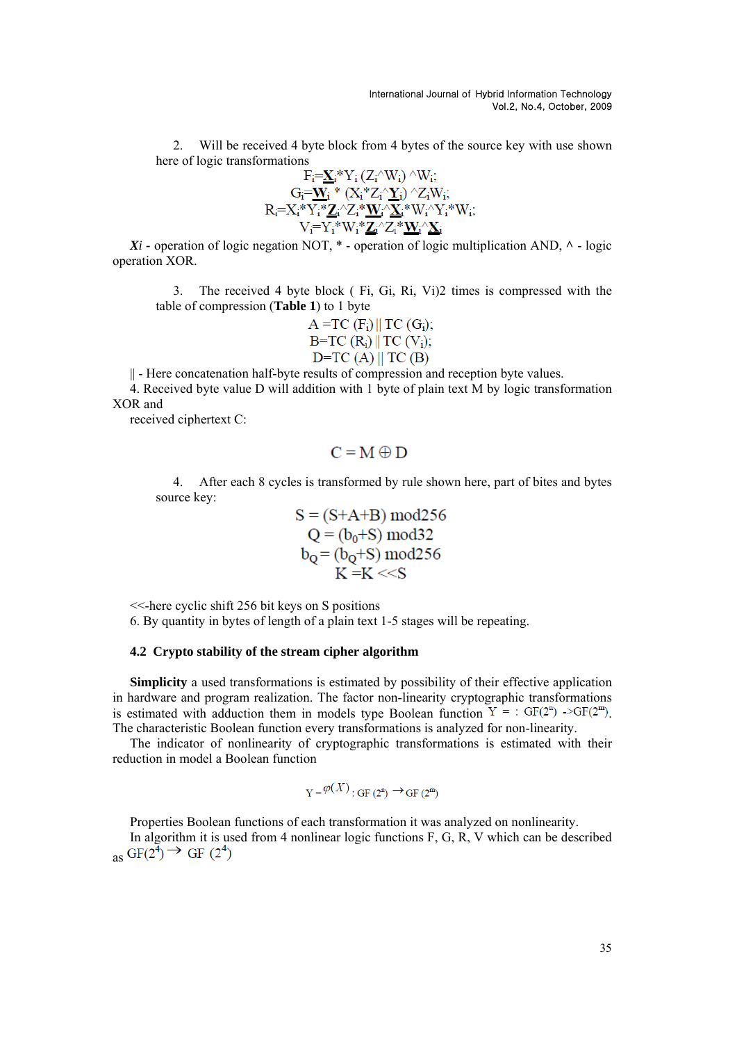2. Will be received 4 byte block from 4 bytes of the source key with use shown here of logic transformations

$$F_i=\underline{X}_i*Y_i\ (Z_i\hat{}W_i)\ \hat{}W_i;$$
$$G_i=\underline{W}_i\ *\ (X_i*Z_i\hat{}\underline{Y}_i)\ \hat{}Z_iW_i;$$
$$R_i=X_i*Y_i*\underline{Z}_i\hat{}Z_i*\underline{W}_i\hat{}\underline{X}_i*W_i\hat{}Y_i*W_i;$$
$$V_i=Y_i*W_i*\underline{Z}_i\hat{}Z_i*\underline{W}_i\hat{}\underline{X}_i$$

***Xi*** - operation of logic negation NOT, * - operation of logic multiplication AND, ^ - logic operation XOR.

3. The received 4 byte block ( Fi, Gi, Ri, Vi)2 times is compressed with the table of compression (**Table 1**) to 1 byte

$$A = TC\ (F_i)\ ||\ TC\ (G_i);$$
$$B = TC\ (R_i)\ ||\ TC\ (V_i);$$
$$D = TC\ (A)\ ||\ TC\ (B)$$

|| - Here concatenation half-byte results of compression and reception byte values.

4. Received byte value D will addition with 1 byte of plain text M by logic transformation XOR and received ciphertext C:

$$C = M \oplus D$$

4. After each 8 cycles is transformed by rule shown here, part of bites and bytes source key:

$$S = (S+A+B)\ mod256$$
$$Q = (b_0+S)\ mod32$$
$$b_Q = (b_Q+S)\ mod256$$
$$K = K << S$$

<<-here cyclic shift 256 bit keys on S positions

6. By quantity in bytes of length of a plain text 1-5 stages will be repeating.

### 4.2 Crypto stability of the stream cipher algorithm

**Simplicity** a used transformations is estimated by possibility of their effective application in hardware and program realization. The factor non-linearity cryptographic transformations is estimated with adduction them in models type Boolean function $Y = : GF(2^n) \to GF(2^m)$. The characteristic Boolean function every transformations is analyzed for non-linearity.

The indicator of nonlinearity of cryptographic transformations is estimated with their reduction in model a Boolean function

$$Y = \varphi(X) : GF(2^n) \to GF(2^m)$$

Properties Boolean functions of each transformation it was analyzed on nonlinearity.

In algorithm it is used from 4 nonlinear logic functions F, G, R, V which can be described as $GF(2^4) \to GF(2^4)$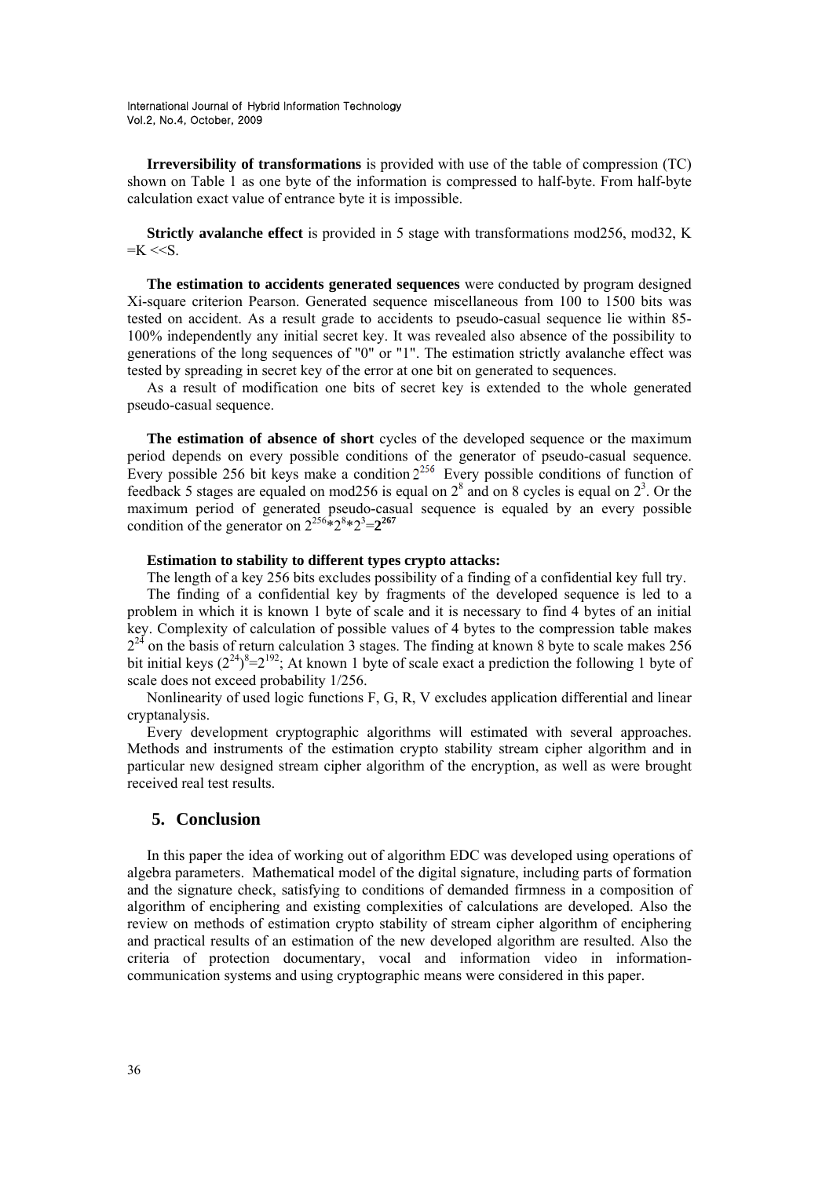**Irreversibility of transformations** is provided with use of the table of compression (TC) shown on Table 1 as one byte of the information is compressed to half-byte. From half-byte calculation exact value of entrance byte it is impossible.

**Strictly avalanche effect** is provided in 5 stage with transformations mod256, mod32, K =K <<S.

**The estimation to accidents generated sequences** were conducted by program designed Xi-square criterion Pearson. Generated sequence miscellaneous from 100 to 1500 bits was tested on accident. As a result grade to accidents to pseudo-casual sequence lie within 85-100% independently any initial secret key. It was revealed also absence of the possibility to generations of the long sequences of "0" or "1". The estimation strictly avalanche effect was tested by spreading in secret key of the error at one bit on generated to sequences.

As a result of modification one bits of secret key is extended to the whole generated pseudo-casual sequence.

**The estimation of absence of short** cycles of the developed sequence or the maximum period depends on every possible conditions of the generator of pseudo-casual sequence. Every possible 256 bit keys make a condition $2^{256}$ Every possible conditions of function of feedback 5 stages are equaled on mod256 is equal on $2^8$ and on 8 cycles is equal on $2^3$. Or the maximum period of generated pseudo-casual sequence is equaled by an every possible condition of the generator on $2^{256}*2^8*2^3=\mathbf{2^{267}}$

**Estimation to stability to different types crypto attacks:**

The length of a key 256 bits excludes possibility of a finding of a confidential key full try.

The finding of a confidential key by fragments of the developed sequence is led to a problem in which it is known 1 byte of scale and it is necessary to find 4 bytes of an initial key. Complexity of calculation of possible values of 4 bytes to the compression table makes $2^{24}$ on the basis of return calculation 3 stages. The finding at known 8 byte to scale makes 256 bit initial keys $(2^{24})^8=2^{192}$; At known 1 byte of scale exact a prediction the following 1 byte of scale does not exceed probability 1/256.

Nonlinearity of used logic functions F, G, R, V excludes application differential and linear cryptanalysis.

Every development cryptographic algorithms will estimated with several approaches. Methods and instruments of the estimation crypto stability stream cipher algorithm and in particular new designed stream cipher algorithm of the encryption, as well as were brought received real test results.

## 5. Conclusion

In this paper the idea of working out of algorithm EDC was developed using operations of algebra parameters. Mathematical model of the digital signature, including parts of formation and the signature check, satisfying to conditions of demanded firmness in a composition of algorithm of enciphering and existing complexities of calculations are developed. Also the review on methods of estimation crypto stability of stream cipher algorithm of enciphering and practical results of an estimation of the new developed algorithm are resulted. Also the criteria of protection documentary, vocal and information video in information-communication systems and using cryptographic means were considered in this paper.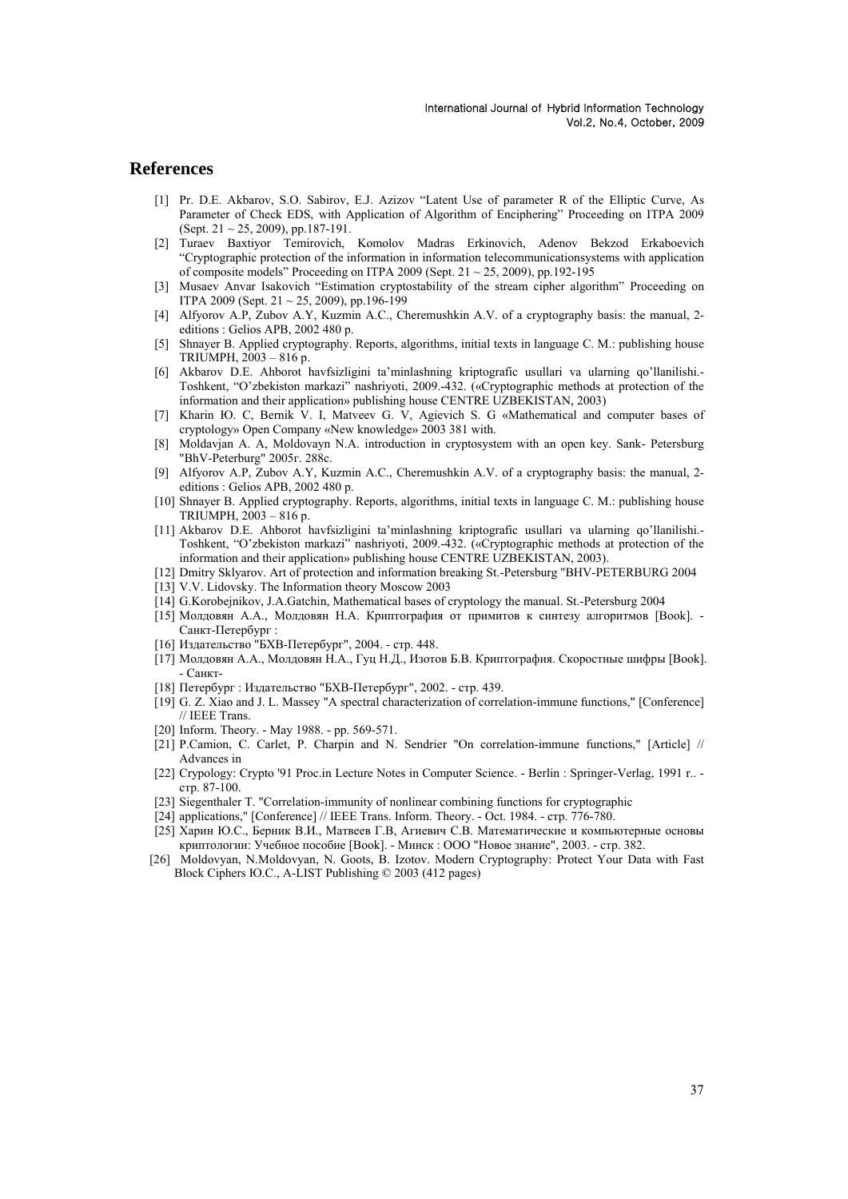## References

[1] Pr. D.E. Akbarov, S.O. Sabirov, E.J. Azizov "Latent Use of parameter R of the Elliptic Curve, As Parameter of Check EDS, with Application of Algorithm of Enciphering" Proceeding on ITPA 2009 (Sept. 21 ~ 25, 2009), pp.187-191.

[2] Turaev Baxtiyor Temirovich, Komolov Madras Erkinovich, Adenov Bekzod Erkaboevich "Cryptographic protection of the information in information telecommunicationsystems with application of composite models" Proceeding on ITPA 2009 (Sept. 21 ~ 25, 2009), pp.192-195

[3] Musaev Anvar Isakovich "Estimation cryptostability of the stream cipher algorithm" Proceeding on ITPA 2009 (Sept. 21 ~ 25, 2009), pp.196-199

[4] Alfyorov A.P, Zubov A.Y, Kuzmin A.C., Cheremushkin A.V. of a cryptography basis: the manual, 2-editions : Gelios APB, 2002 480 p.

[5] Shnayer B. Applied cryptography. Reports, algorithms, initial texts in language C. M.: publishing house TRIUMPH, 2003 – 816 p.

[6] Akbarov D.E. Ahborot havfsizligini ta'minlashning kriptografic usullari va ularning qo'llanilishi.- Toshkent, "O'zbekiston markazi" nashriyoti, 2009.-432. («Cryptographic methods at protection of the information and their application» publishing house CENTRE UZBEKISTAN, 2003)

[7] Kharin Ю. C, Bernik V. I, Matveev G. V, Agievich S. G «Mathematical and computer bases of cryptology» Open Company «New knowledge» 2003 381 with.

[8] Moldavjan A. A, Moldovayn N.A. introduction in cryptosystem with an open key. Sank- Petersburg "BhV-Peterburg" 2005г. 288с.

[9] Alfyorov A.P, Zubov A.Y, Kuzmin A.C., Cheremushkin A.V. of a cryptography basis: the manual, 2-editions : Gelios APB, 2002 480 p.

[10] Shnayer B. Applied cryptography. Reports, algorithms, initial texts in language C. M.: publishing house TRIUMPH, 2003 – 816 p.

[11] Akbarov D.E. Ahborot havfsizligini ta'minlashning kriptografic usullari va ularning qo'llanilishi.- Toshkent, "O'zbekiston markazi" nashriyoti, 2009.-432. («Cryptographic methods at protection of the information and their application» publishing house CENTRE UZBEKISTAN, 2003).

[12] Dmitry Sklyarov. Art of protection and information breaking St.-Petersburg "BHV-PETERBURG 2004

[13] V.V. Lidovsky. The Information theory Moscow 2003

[14] G.Korobejnikov, J.A.Gatchin, Mathematical bases of cryptology the manual. St.-Petersburg 2004

[15] Молдовян А.А., Молдовян Н.А. Криптография от примитов к синтезу алгоритмов [Book]. - Санкт-Петербург :

[16] Издательство "БХВ-Петербург", 2004. - стр. 448.

[17] Молдовян А.А., Молдовян Н.А., Гуц Н.Д., Изотов Б.В. Криптография. Скоростные шифры [Book]. - Санкт-

[18] Петербург : Издательство "БХВ-Петербург", 2002. - стр. 439.

[19] G. Z. Xiao and J. L. Massey "A spectral characterization of correlation-immune functions," [Conference] // IEEE Trans.

[20] Inform. Theory. - May 1988. - pp. 569-571.

[21] P.Camion, C. Carlet, P. Charpin and N. Sendrier "On correlation-immune functions," [Article] // Advances in

[22] Crypology: Crypto '91 Proc.in Lecture Notes in Computer Science. - Berlin : Springer-Verlag, 1991 г.. - стр. 87-100.

[23] Siegenthaler T. "Correlation-immunity of nonlinear combining functions for cryptographic

[24] applications," [Conference] // IEEE Trans. Inform. Theory. - Oct. 1984. - стр. 776-780.

[25] Харин Ю.С., Берник В.И., Матвеев Г.В, Агиевич С.В. Математические и компьютерные основы криптологии: Учебное пособие [Book]. - Минск : ООО "Новое знание", 2003. - стр. 382.

[26] Moldovyan, N.Moldovyan, N. Goots, B. Izotov. Modern Cryptography: Protect Your Data with Fast Block Ciphers Ю.С., A-LIST Publishing © 2003 (412 pages)